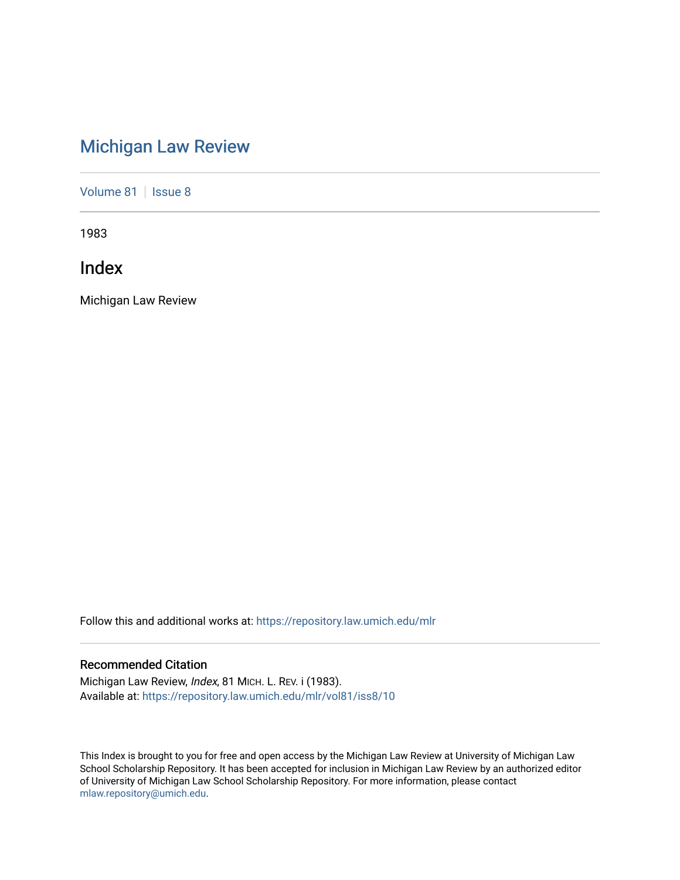# Michigan Law Review

Volume 81 | Issue 8

1983

## Index

Michigan Law Review

Follow this and additional works at: https://repository.law.umich.edu/mlr

### Recommended Citation

Michigan Law Review, *Index*, 81 MICH. L. REV. i (1983).
Available at: https://repository.law.umich.edu/mlr/vol81/iss8/10

This Index is brought to you for free and open access by the Michigan Law Review at University of Michigan Law School Scholarship Repository. It has been accepted for inclusion in Michigan Law Review by an authorized editor of University of Michigan Law School Scholarship Repository. For more information, please contact mlaw.repository@umich.edu.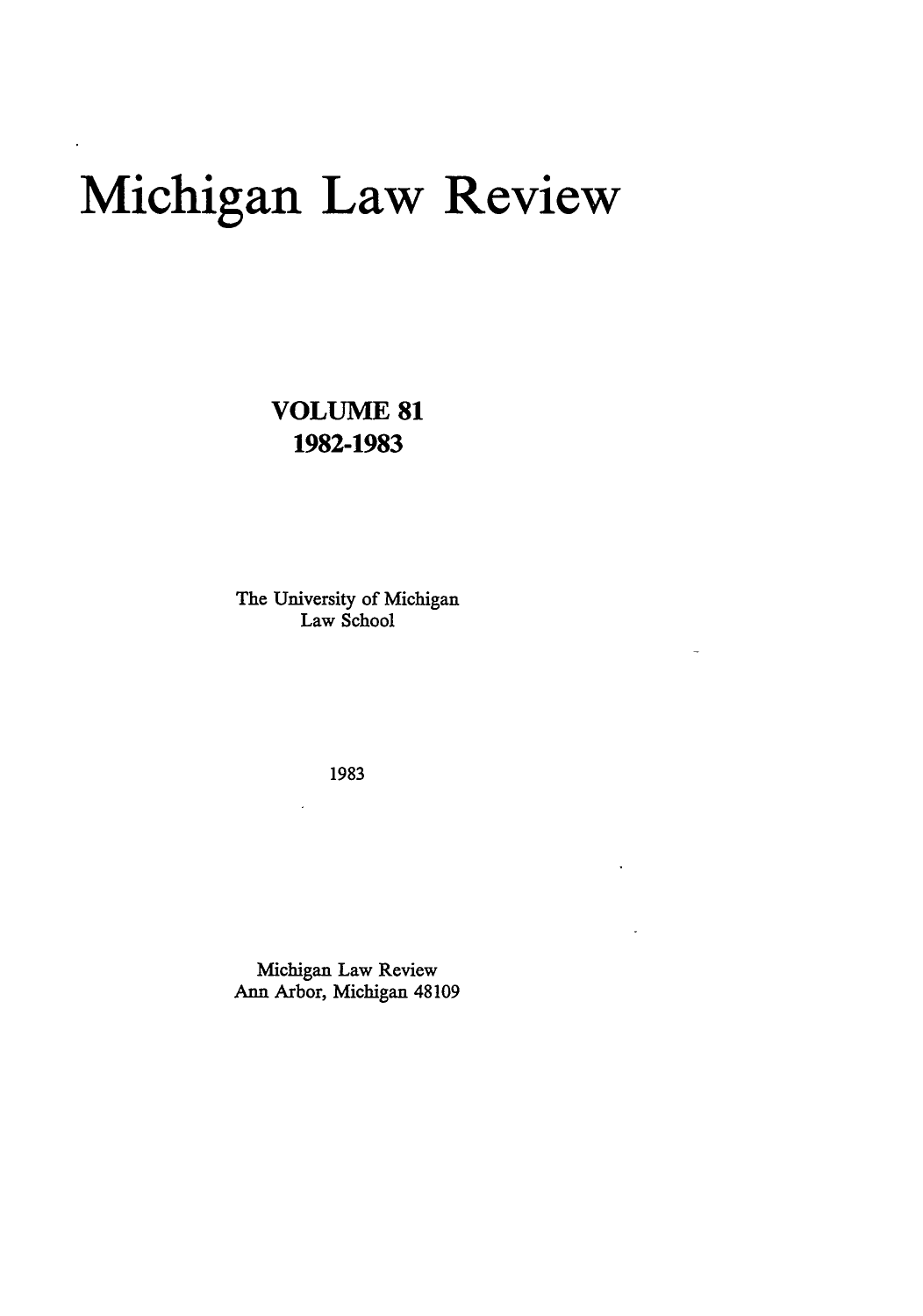# Michigan Law Review

**VOLUME 81**
**1982-1983**

The University of Michigan
Law School

1983

Michigan Law Review
Ann Arbor, Michigan 48109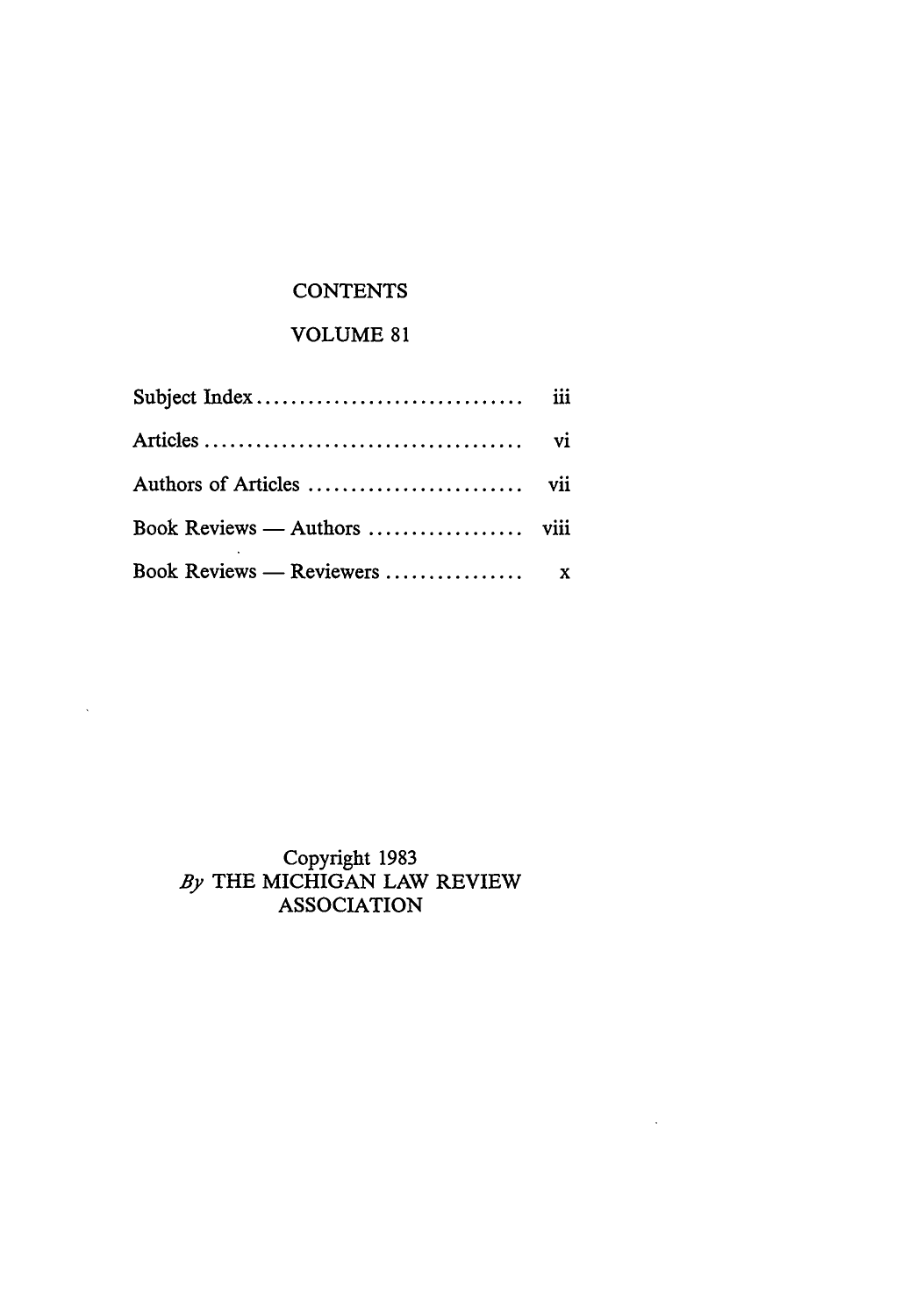# CONTENTS

## VOLUME 81

| | |
|---|---|
| Subject Index | iii |
| Articles | vi |
| Authors of Articles | vii |
| Book Reviews — Authors | viii |
| Book Reviews — Reviewers | x |

Copyright 1983
*By* THE MICHIGAN LAW REVIEW ASSOCIATION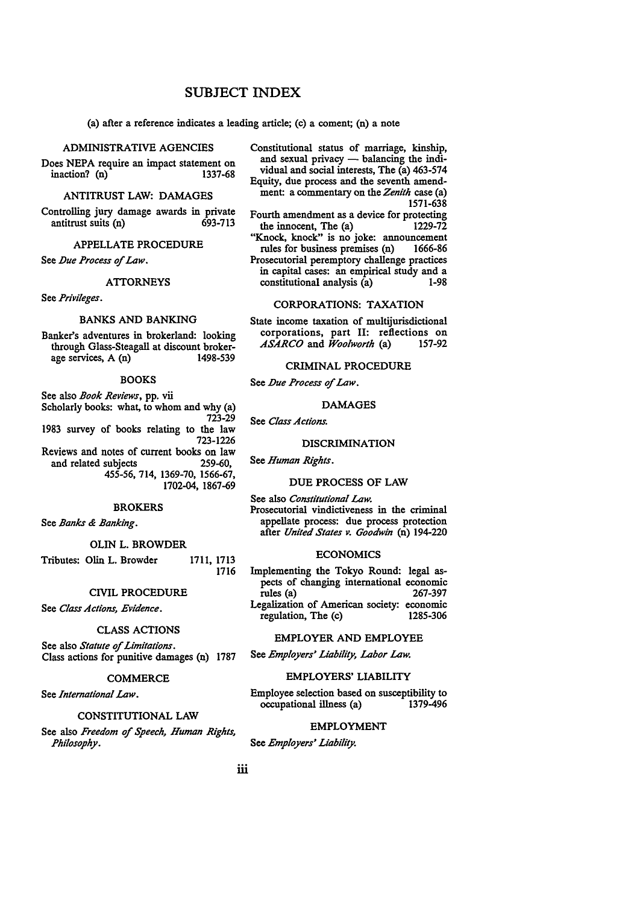# SUBJECT INDEX

(a) after a reference indicates a leading article; (c) a coment; (n) a note

### ADMINISTRATIVE AGENCIES

Does NEPA require an impact statement on inaction? (n) 1337-68

### ANTITRUST LAW: DAMAGES

Controlling jury damage awards in private antitrust suits (n) 693-713

### APPELLATE PROCEDURE

See *Due Process of Law*.

### ATTORNEYS

See *Privileges*.

### BANKS AND BANKING

Banker's adventures in brokerland: looking through Glass-Steagall at discount brokerage services, A (n) 1498-539

### BOOKS

See also *Book Reviews*, pp. vii

Scholarly books: what, to whom and why (a) 723-29

1983 survey of books relating to the law 723-1226

Reviews and notes of current books on law and related subjects 259-60, 455-56, 714, 1369-70, 1566-67, 1702-04, 1867-69

### BROKERS

See *Banks & Banking*.

### OLIN L. BROWDER

Tributes: Olin L. Browder 1711, 1713, 1716

### CIVIL PROCEDURE

See *Class Actions, Evidence*.

### CLASS ACTIONS

See also *Statute of Limitations*.

Class actions for punitive damages (n) 1787

### COMMERCE

See *International Law*.

### CONSTITUTIONAL LAW

See also *Freedom of Speech, Human Rights, Philosophy*.

Constitutional status of marriage, kinship, and sexual privacy — balancing the individual and social interests, The (a) 463-574

Equity, due process and the seventh amendment: a commentary on the *Zenith* case (a) 1571-638

Fourth amendment as a device for protecting the innocent, The (a) 1229-72

"Knock, knock" is no joke: announcement rules for business premises (n) 1666-86

Prosecutorial peremptory challenge practices in capital cases: an empirical study and a constitutional analysis (a) 1-98

### CORPORATIONS: TAXATION

State income taxation of multijurisdictional corporations, part II: reflections on *ASARCO* and *Woolworth* (a) 157-92

### CRIMINAL PROCEDURE

See *Due Process of Law*.

### DAMAGES

See *Class Actions*.

### DISCRIMINATION

See *Human Rights*.

### DUE PROCESS OF LAW

See also *Constitutional Law*.

Prosecutorial vindictiveness in the criminal appellate process: due process protection after *United States v. Goodwin* (n) 194-220

### ECONOMICS

Implementing the Tokyo Round: legal aspects of changing international economic rules (a) 267-397

Legalization of American society: economic regulation, The (c) 1285-306

### EMPLOYER AND EMPLOYEE

See *Employers' Liability, Labor Law*.

### EMPLOYERS' LIABILITY

Employee selection based on susceptibility to occupational illness (a) 1379-496

### EMPLOYMENT

See *Employers' Liability*.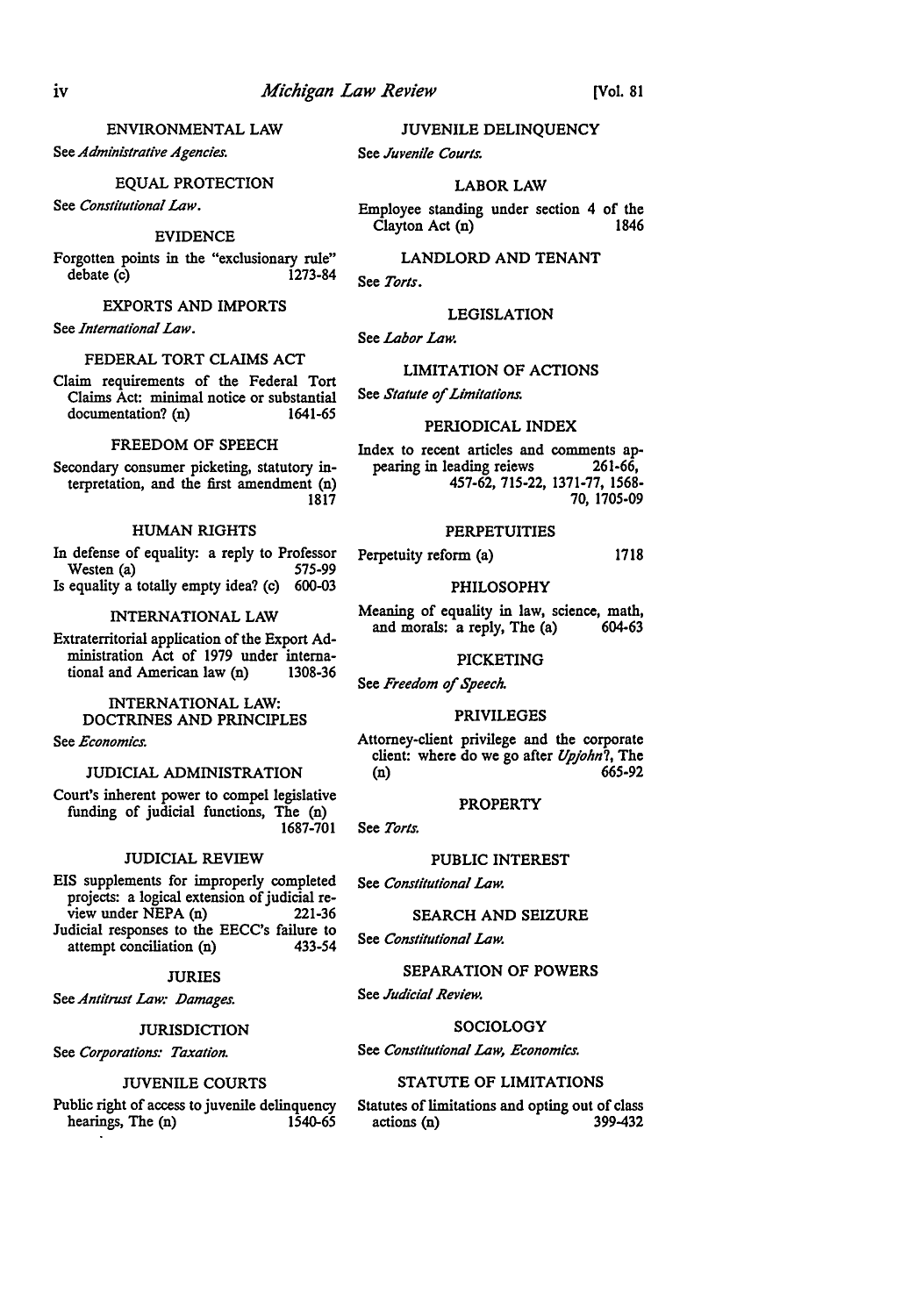ENVIRONMENTAL LAW

See *Administrative Agencies.*

EQUAL PROTECTION

See *Constitutional Law.*

EVIDENCE

Forgotten points in the "exclusionary rule" debate (c) 1273-84

EXPORTS AND IMPORTS

See *International Law.*

FEDERAL TORT CLAIMS ACT

Claim requirements of the Federal Tort Claims Act: minimal notice or substantial documentation? (n) 1641-65

FREEDOM OF SPEECH

Secondary consumer picketing, statutory interpretation, and the first amendment (n) 1817

HUMAN RIGHTS

In defense of equality: a reply to Professor Westen (a) 575-99

Is equality a totally empty idea? (c) 600-03

INTERNATIONAL LAW

Extraterritorial application of the Export Administration Act of 1979 under international and American law (n) 1308-36

INTERNATIONAL LAW: DOCTRINES AND PRINCIPLES

See *Economics.*

JUDICIAL ADMINISTRATION

Court's inherent power to compel legislative funding of judicial functions, The (n) 1687-701

JUDICIAL REVIEW

EIS supplements for improperly completed projects: a logical extension of judicial review under NEPA (n) 221-36

Judicial responses to the EECC's failure to attempt conciliation (n) 433-54

JURIES

See *Antitrust Law: Damages.*

JURISDICTION

See *Corporations: Taxation.*

JUVENILE COURTS

Public right of access to juvenile delinquency hearings, The (n) 1540-65

JUVENILE DELINQUENCY

See *Juvenile Courts.*

LABOR LAW

Employee standing under section 4 of the Clayton Act (n) 1846

LANDLORD AND TENANT

See *Torts.*

LEGISLATION

See *Labor Law.*

LIMITATION OF ACTIONS

See *Statute of Limitations.*

PERIODICAL INDEX

Index to recent articles and comments appearing in leading reiews 261-66, 457-62, 715-22, 1371-77, 1568-70, 1705-09

PERPETUITIES

Perpetuity reform (a) 1718

PHILOSOPHY

Meaning of equality in law, science, math, and morals: a reply, The (a) 604-63

PICKETING

See *Freedom of Speech.*

PRIVILEGES

Attorney-client privilege and the corporate client: where do we go after *Upjohn*?, The (n) 665-92

PROPERTY

See *Torts.*

PUBLIC INTEREST

See *Constitutional Law.*

SEARCH AND SEIZURE

See *Constitutional Law.*

SEPARATION OF POWERS

See *Judicial Review.*

SOCIOLOGY

See *Constitutional Law, Economics.*

STATUTE OF LIMITATIONS

Statutes of limitations and opting out of class actions (n) 399-432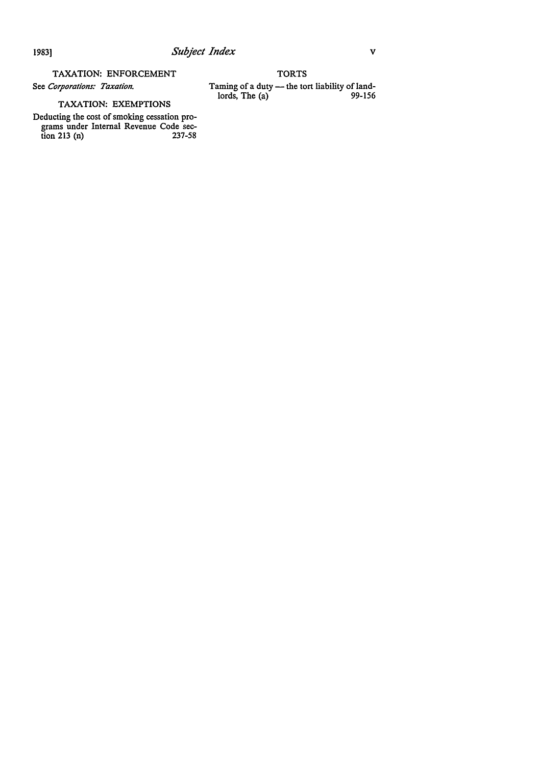### TAXATION: ENFORCEMENT

See *Corporations: Taxation.*

### TAXATION: EXEMPTIONS

Deducting the cost of smoking cessation programs under Internal Revenue Code section 213 (n) 237-58

### TORTS

Taming of a duty — the tort liability of landlords, The (a) 99-156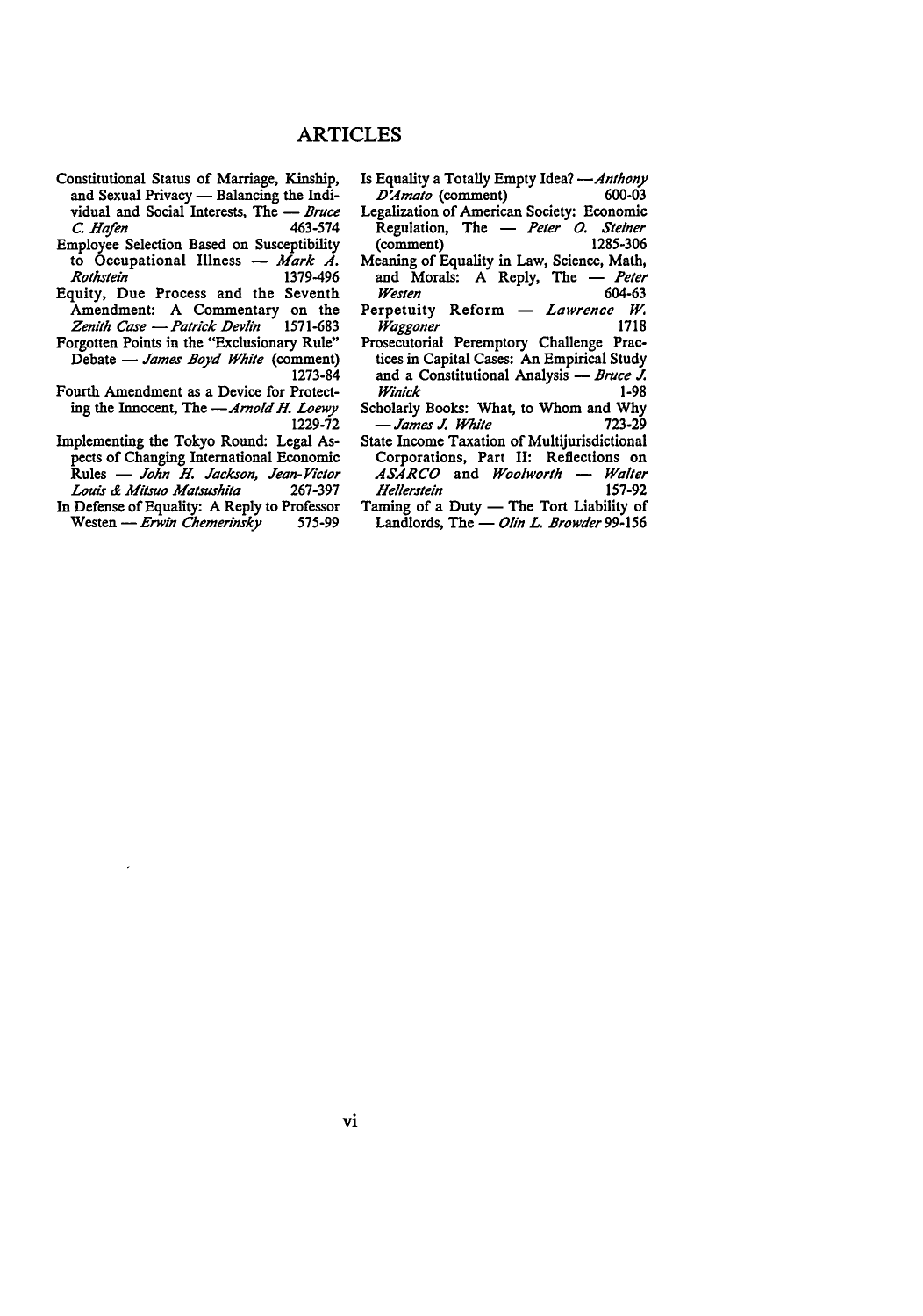# ARTICLES

Constitutional Status of Marriage, Kinship, and Sexual Privacy — Balancing the Individual and Social Interests, The — *Bruce C. Hafen* 463-574

Employee Selection Based on Susceptibility to Occupational Illness — *Mark A. Rothstein* 1379-496

Equity, Due Process and the Seventh Amendment: A Commentary on the *Zenith Case* — *Patrick Devlin* 1571-683

Forgotten Points in the "Exclusionary Rule" Debate — *James Boyd White* (comment) 1273-84

Fourth Amendment as a Device for Protecting the Innocent, The — *Arnold H. Loewy* 1229-72

Implementing the Tokyo Round: Legal Aspects of Changing International Economic Rules — *John H. Jackson, Jean-Victor Louis & Mitsuo Matsushita* 267-397

In Defense of Equality: A Reply to Professor Westen — *Erwin Chemerinsky* 575-99

Is Equality a Totally Empty Idea? — *Anthony D'Amato* (comment) 600-03

Legalization of American Society: Economic Regulation, The — *Peter O. Steiner* (comment) 1285-306

Meaning of Equality in Law, Science, Math, and Morals: A Reply, The — *Peter Westen* 604-63

Perpetuity Reform — *Lawrence W. Waggoner* 1718

Prosecutorial Peremptory Challenge Practices in Capital Cases: An Empirical Study and a Constitutional Analysis — *Bruce J. Winick* 1-98

Scholarly Books: What, to Whom and Why — *James J. White* 723-29

State Income Taxation of Multijurisdictional Corporations, Part II: Reflections on *ASARCO* and *Woolworth* — *Walter Hellerstein* 157-92

Taming of a Duty — The Tort Liability of Landlords, The — *Olin L. Browder* 99-156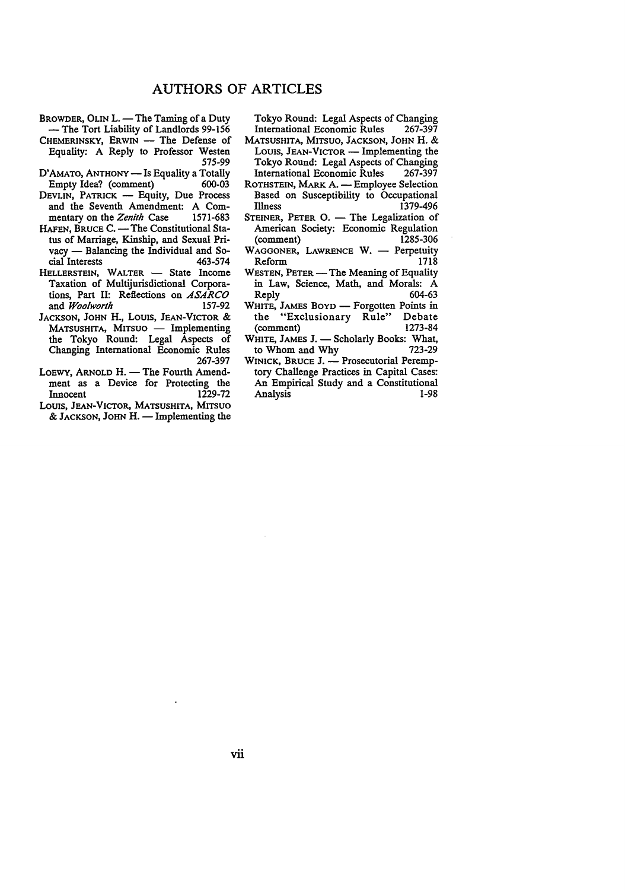# AUTHORS OF ARTICLES

BROWDER, OLIN L. — The Taming of a Duty — The Tort Liability of Landlords 99-156

CHEMERINSKY, ERWIN — The Defense of Equality: A Reply to Professor Westen 575-99

D'AMATO, ANTHONY — Is Equality a Totally Empty Idea? (comment) 600-03

DEVLIN, PATRICK — Equity, Due Process and the Seventh Amendment: A Commentary on the *Zenith* Case 1571-683

HAFEN, BRUCE C. — The Constitutional Status of Marriage, Kinship, and Sexual Privacy — Balancing the Individual and Social Interests 463-574

HELLERSTEIN, WALTER — State Income Taxation of Multijurisdictional Corporations, Part II: Reflections on *ASARCO* and *Woolworth* 157-92

JACKSON, JOHN H., LOUIS, JEAN-VICTOR & MATSUSHITA, MITSUO — Implementing the Tokyo Round: Legal Aspects of Changing International Economic Rules 267-397

LOEWY, ARNOLD H. — The Fourth Amendment as a Device for Protecting the Innocent 1229-72

LOUIS, JEAN-VICTOR, MATSUSHITA, MITSUO & JACKSON, JOHN H. — Implementing the Tokyo Round: Legal Aspects of Changing International Economic Rules 267-397

MATSUSHITA, MITSUO, JACKSON, JOHN H. & LOUIS, JEAN-VICTOR — Implementing the Tokyo Round: Legal Aspects of Changing International Economic Rules 267-397

ROTHSTEIN, MARK A. — Employee Selection Based on Susceptibility to Occupational Illness 1379-496

STEINER, PETER O. — The Legalization of American Society: Economic Regulation (comment) 1285-306

WAGGONER, LAWRENCE W. — Perpetuity Reform 1718

WESTEN, PETER — The Meaning of Equality in Law, Science, Math, and Morals: A Reply 604-63

WHITE, JAMES BOYD — Forgotten Points in the "Exclusionary Rule" Debate (comment) 1273-84

WHITE, JAMES J. — Scholarly Books: What, to Whom and Why 723-29

WINICK, BRUCE J. — Prosecutorial Peremptory Challenge Practices in Capital Cases: An Empirical Study and a Constitutional Analysis 1-98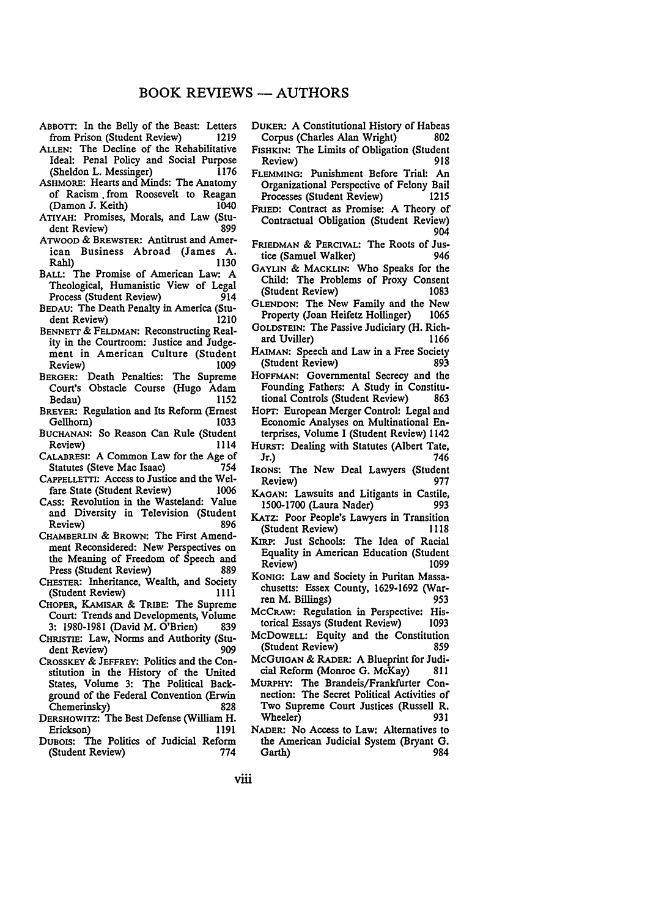## BOOK REVIEWS — AUTHORS

ABBOTT: In the Belly of the Beast: Letters from Prison (Student Review) 1219

ALLEN: The Decline of the Rehabilitative Ideal: Penal Policy and Social Purpose (Sheldon L. Messinger) 1176

ASHMORE: Hearts and Minds: The Anatomy of Racism from Roosevelt to Reagan (Damon J. Keith) 1040

ATIYAH: Promises, Morals, and Law (Student Review) 899

ATWOOD & BREWSTER: Antitrust and American Business Abroad (James A. Rahl) 1130

BALL: The Promise of American Law: A Theological, Humanistic View of Legal Process (Student Review) 914

BEDAU: The Death Penalty in America (Student Review) 1210

BENNETT & FELDMAN: Reconstructing Reality in the Courtroom: Justice and Judgement in American Culture (Student Review) 1009

BERGER: Death Penalties: The Supreme Court's Obstacle Course (Hugo Adam Bedau) 1152

BREYER: Regulation and Its Reform (Ernest Gellhorn) 1033

BUCHANAN: So Reason Can Rule (Student Review) 1114

CALABRESI: A Common Law for the Age of Statutes (Steve Mac Isaac) 754

CAPPELLETTI: Access to Justice and the Welfare State (Student Review) 1006

CASS: Revolution in the Wasteland: Value and Diversity in Television (Student Review) 896

CHAMBERLIN & BROWN: The First Amendment Reconsidered: New Perspectives on the Meaning of Freedom of Speech and Press (Student Review) 889

CHESTER: Inheritance, Wealth, and Society (Student Review) 1111

CHOPER, KAMISAR & TRIBE: The Supreme Court: Trends and Developments, Volume 3: 1980-1981 (David M. O'Brien) 839

CHRISTIE: Law, Norms and Authority (Student Review) 909

CROSSKEY & JEFFREY: Politics and the Constitution in the History of the United States, Volume 3: The Political Background of the Federal Convention (Erwin Chemerinsky) 828

DERSHOWITZ: The Best Defense (William H. Erickson) 1191

DUBOIS: The Politics of Judicial Reform (Student Review) 774

DUKER: A Constitutional History of Habeas Corpus (Charles Alan Wright) 802

FISHKIN: The Limits of Obligation (Student Review) 918

FLEMMING: Punishment Before Trial: An Organizational Perspective of Felony Bail Processes (Student Review) 1215

FRIED: Contract as Promise: A Theory of Contractual Obligation (Student Review) 904

FRIEDMAN & PERCIVAL: The Roots of Justice (Samuel Walker) 946

GAYLIN & MACKLIN: Who Speaks for the Child: The Problems of Proxy Consent (Student Review) 1083

GLENDON: The New Family and the New Property (Joan Heifetz Hollinger) 1065

GOLDSTEIN: The Passive Judiciary (H. Richard Uviller) 1166

HAIMAN: Speech and Law in a Free Society (Student Review) 893

HOFFMAN: Governmental Secrecy and the Founding Fathers: A Study in Constitutional Controls (Student Review) 863

HOPT: European Merger Control: Legal and Economic Analyses on Multinational Enterprises, Volume I (Student Review) 1142

HURST: Dealing with Statutes (Albert Tate, Jr.) 746

IRONS: The New Deal Lawyers (Student Review) 977

KAGAN: Lawsuits and Litigants in Castile, 1500-1700 (Laura Nader) 993

KATZ: Poor People's Lawyers in Transition (Student Review) 1118

KIRP: Just Schools: The Idea of Racial Equality in American Education (Student Review) 1099

KONIG: Law and Society in Puritan Massachusetts: Essex County, 1629-1692 (Warren M. Billings) 953

MCCRAW: Regulation in Perspective: Historical Essays (Student Review) 1093

MCDOWELL: Equity and the Constitution (Student Review) 859

MCGUIGAN & RADER: A Blueprint for Judicial Reform (Monroe G. McKay) 811

MURPHY: The Brandeis/Frankfurter Connection: The Secret Political Activities of Two Supreme Court Justices (Russell R. Wheeler) 931

NADER: No Access to Law: Alternatives to the American Judicial System (Bryant G. Garth) 984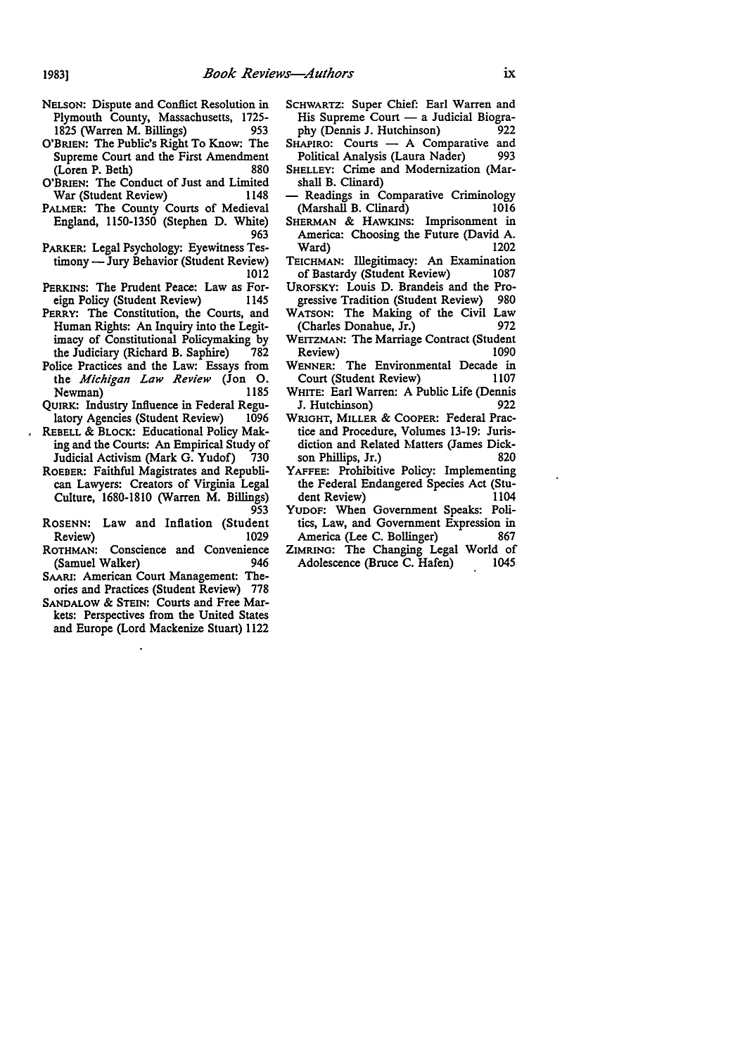NELSON: Dispute and Conflict Resolution in Plymouth County, Massachusetts, 1725-1825 (Warren M. Billings) 953

O'BRIEN: The Public's Right To Know: The Supreme Court and the First Amendment (Loren P. Beth) 880

O'BRIEN: The Conduct of Just and Limited War (Student Review) 1148

PALMER: The County Courts of Medieval England, 1150-1350 (Stephen D. White) 963

PARKER: Legal Psychology: Eyewitness Testimony — Jury Behavior (Student Review) 1012

PERKINS: The Prudent Peace: Law as Foreign Policy (Student Review) 1145

PERRY: The Constitution, the Courts, and Human Rights: An Inquiry into the Legitimacy of Constitutional Policymaking by the Judiciary (Richard B. Saphire) 782

Police Practices and the Law: Essays from the *Michigan Law Review* (Jon O. Newman) 1185

QUIRK: Industry Influence in Federal Regulatory Agencies (Student Review) 1096

REBELL & BLOCK: Educational Policy Making and the Courts: An Empirical Study of Judicial Activism (Mark G. Yudof) 730

ROEBER: Faithful Magistrates and Republican Lawyers: Creators of Virginia Legal Culture, 1680-1810 (Warren M. Billings) 953

ROSENN: Law and Inflation (Student Review) 1029

ROTHMAN: Conscience and Convenience (Samuel Walker) 946

SAARI: American Court Management: Theories and Practices (Student Review) 778

SANDALOW & STEIN: Courts and Free Markets: Perspectives from the United States and Europe (Lord Mackenize Stuart) 1122

SCHWARTZ: Super Chief: Earl Warren and His Supreme Court — a Judicial Biography (Dennis J. Hutchinson) 922

SHAPIRO: Courts — A Comparative and Political Analysis (Laura Nader) 993

SHELLEY: Crime and Modernization (Marshall B. Clinard)

— Readings in Comparative Criminology (Marshall B. Clinard) 1016

SHERMAN & HAWKINS: Imprisonment in America: Choosing the Future (David A. Ward) 1202

TEICHMAN: Illegitimacy: An Examination of Bastardy (Student Review) 1087

UROFSKY: Louis D. Brandeis and the Progressive Tradition (Student Review) 980

WATSON: The Making of the Civil Law (Charles Donahue, Jr.) 972

WEITZMAN: The Marriage Contract (Student Review) 1090

WENNER: The Environmental Decade in Court (Student Review) 1107

WHITE: Earl Warren: A Public Life (Dennis J. Hutchinson) 922

WRIGHT, MILLER & COOPER: Federal Practice and Procedure, Volumes 13-19: Jurisdiction and Related Matters (James Dickson Phillips, Jr.) 820

YAFFEE: Prohibitive Policy: Implementing the Federal Endangered Species Act (Student Review) 1104

YUDOF: When Government Speaks: Politics, Law, and Government Expression in America (Lee C. Bollinger) 867

ZIMRING: The Changing Legal World of Adolescence (Bruce C. Hafen) 1045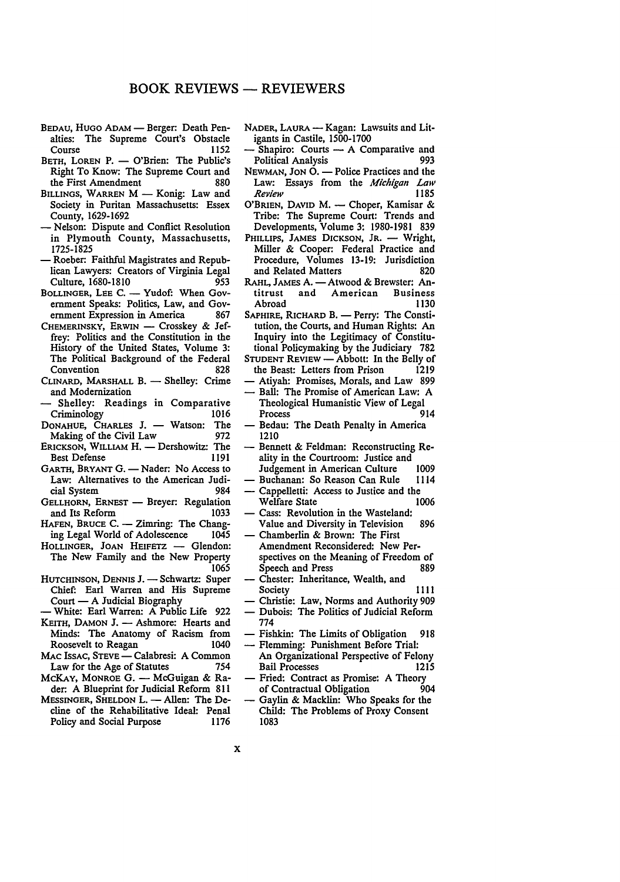# BOOK REVIEWS — REVIEWERS

BEDAU, HUGO ADAM — Berger: Death Penalties: The Supreme Court's Obstacle Course 1152

BETH, LOREN P. — O'Brien: The Public's Right To Know: The Supreme Court and the First Amendment 880

BILLINGS, WARREN M — Konig: Law and Society in Puritan Massachusetts: Essex County, 1629-1692

— Nelson: Dispute and Conflict Resolution in Plymouth County, Massachusetts, 1725-1825

— Roeber: Faithful Magistrates and Republican Lawyers: Creators of Virginia Legal Culture, 1680-1810 953

BOLLINGER, LEE C. — Yudof: When Government Speaks: Politics, Law, and Government Expression in America 867

CHEMERINSKY, ERWIN — Crosskey & Jeffrey: Politics and the Constitution in the History of the United States, Volume 3: The Political Background of the Federal Convention 828

CLINARD, MARSHALL B. — Shelley: Crime and Modernization

— Shelley: Readings in Comparative Criminology 1016

DONAHUE, CHARLES J. — Watson: The Making of the Civil Law 972

ERICKSON, WILLIAM H. — Dershowitz: The Best Defense 1191

GARTH, BRYANT G. — Nader: No Access to Law: Alternatives to the American Judicial System 984

GELLHORN, ERNEST — Breyer: Regulation and Its Reform 1033

HAFEN, BRUCE C. — Zimring: The Changing Legal World of Adolescence 1045

HOLLINGER, JOAN HEIFETZ — Glendon: The New Family and the New Property 1065

HUTCHINSON, DENNIS J. — Schwartz: Super Chief: Earl Warren and His Supreme Court — A Judicial Biography

— White: Earl Warren: A Public Life 922

KEITH, DAMON J. — Ashmore: Hearts and Minds: The Anatomy of Racism from Roosevelt to Reagan 1040

MAC ISSAC, STEVE — Calabresi: A Common Law for the Age of Statutes 754

MCKAY, MONROE G. — McGuigan & Rader: A Blueprint for Judicial Reform 811

MESSINGER, SHELDON L. — Allen: The Decline of the Rehabilitative Ideal: Penal Policy and Social Purpose 1176

NADER, LAURA — Kagan: Lawsuits and Litigants in Castile, 1500-1700

— Shapiro: Courts — A Comparative and Political Analysis 993

NEWMAN, JON O. — Police Practices and the Law: Essays from the *Michigan Law Review* 1185

O'BRIEN, DAVID M. — Choper, Kamisar & Tribe: The Supreme Court: Trends and Developments, Volume 3: 1980-1981 839

PHILLIPS, JAMES DICKSON, JR. — Wright, Miller & Cooper: Federal Practice and Procedure, Volumes 13-19: Jurisdiction and Related Matters 820

RAHL, JAMES A. — Atwood & Brewster: Antitrust and American Business Abroad 1130

SAPHIRE, RICHARD B. — Perry: The Constitution, the Courts, and Human Rights: An Inquiry into the Legitimacy of Constitutional Policymaking by the Judiciary 782

STUDENT REVIEW — Abbott: In the Belly of the Beast: Letters from Prison 1219

— Atiyah: Promises, Morals, and Law 899

— Ball: The Promise of American Law: A Theological Humanistic View of Legal Process 914

— Bedau: The Death Penalty in America 1210

— Bennett & Feldman: Reconstructing Reality in the Courtroom: Justice and Judgement in American Culture 1009

— Buchanan: So Reason Can Rule 1114

— Cappelletti: Access to Justice and the Welfare State 1006

— Cass: Revolution in the Wasteland: Value and Diversity in Television 896

— Chamberlin & Brown: The First Amendment Reconsidered: New Perspectives on the Meaning of Freedom of Speech and Press 889

— Chester: Inheritance, Wealth, and Society 1111

— Christie: Law, Norms and Authority 909

— Dubois: The Politics of Judicial Reform 774

— Fishkin: The Limits of Obligation 918

— Flemming: Punishment Before Trial: An Organizational Perspective of Felony Bail Processes 1215

— Fried: Contract as Promise: A Theory of Contractual Obligation 904

— Gaylin & Macklin: Who Speaks for the Child: The Problems of Proxy Consent 1083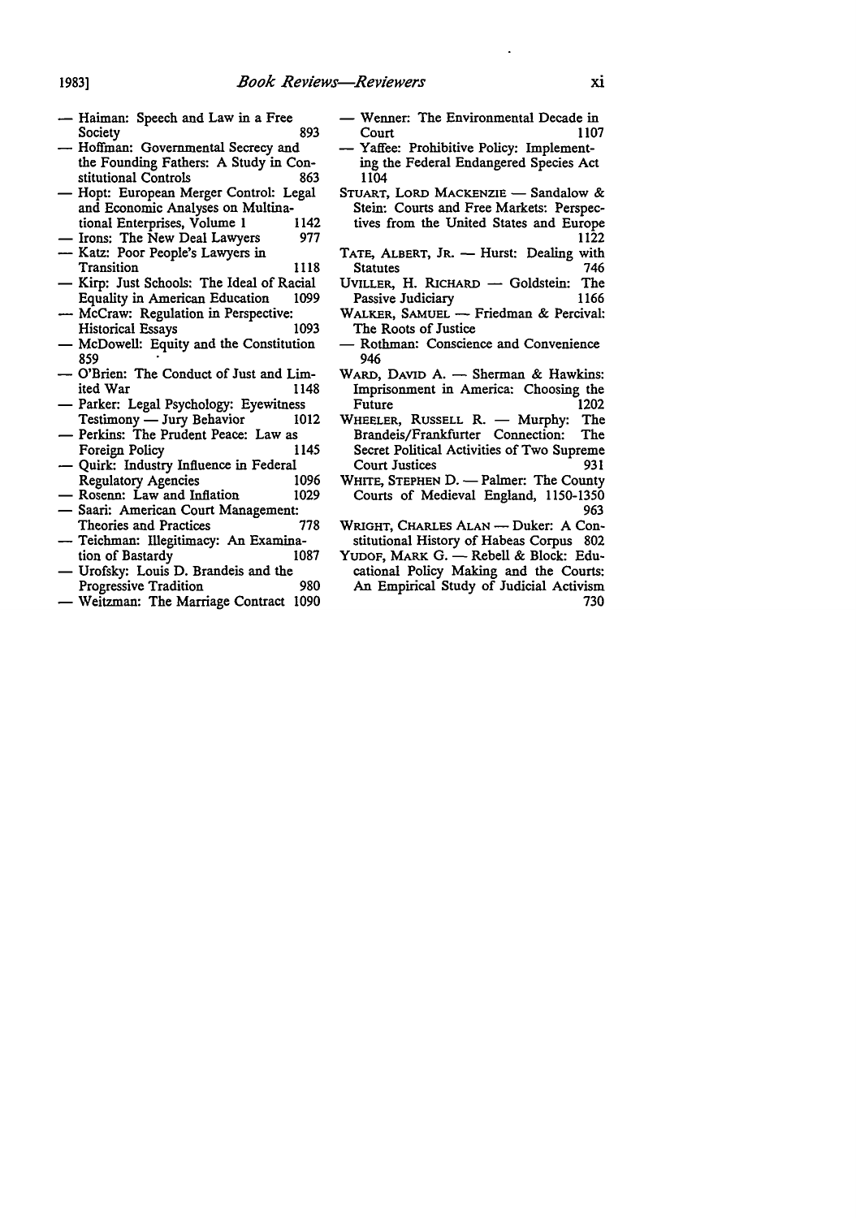— Haiman: Speech and Law in a Free Society 893
— Hoffman: Governmental Secrecy and the Founding Fathers: A Study in Constitutional Controls 863
— Hopt: European Merger Control: Legal and Economic Analyses on Multinational Enterprises, Volume 1 1142
— Irons: The New Deal Lawyers 977
— Katz: Poor People's Lawyers in Transition 1118
— Kirp: Just Schools: The Ideal of Racial Equality in American Education 1099
— McCraw: Regulation in Perspective: Historical Essays 1093
— McDowell: Equity and the Constitution 859
— O'Brien: The Conduct of Just and Limited War 1148
— Parker: Legal Psychology: Eyewitness Testimony — Jury Behavior 1012
— Perkins: The Prudent Peace: Law as Foreign Policy 1145
— Quirk: Industry Influence in Federal Regulatory Agencies 1096
— Rosenn: Law and Inflation 1029
— Saari: American Court Management: Theories and Practices 778
— Teichman: Illegitimacy: An Examination of Bastardy 1087
— Urofsky: Louis D. Brandeis and the Progressive Tradition 980
— Weitzman: The Marriage Contract 1090
— Wenner: The Environmental Decade in Court 1107
— Yaffee: Prohibitive Policy: Implementing the Federal Endangered Species Act 1104

STUART, LORD MACKENZIE — Sandalow & Stein: Courts and Free Markets: Perspectives from the United States and Europe 1122

TATE, ALBERT, JR. — Hurst: Dealing with Statutes 746

UVILLER, H. RICHARD — Goldstein: The Passive Judiciary 1166

WALKER, SAMUEL — Friedman & Percival: The Roots of Justice
— Rothman: Conscience and Convenience 946

WARD, DAVID A. — Sherman & Hawkins: Imprisonment in America: Choosing the Future 1202

WHEELER, RUSSELL R. — Murphy: The Brandeis/Frankfurter Connection: The Secret Political Activities of Two Supreme Court Justices 931

WHITE, STEPHEN D. — Palmer: The County Courts of Medieval England, 1150-1350 963

WRIGHT, CHARLES ALAN — Duker: A Constitutional History of Habeas Corpus 802

YUDOF, MARK G. — Rebell & Block: Educational Policy Making and the Courts: An Empirical Study of Judicial Activism 730